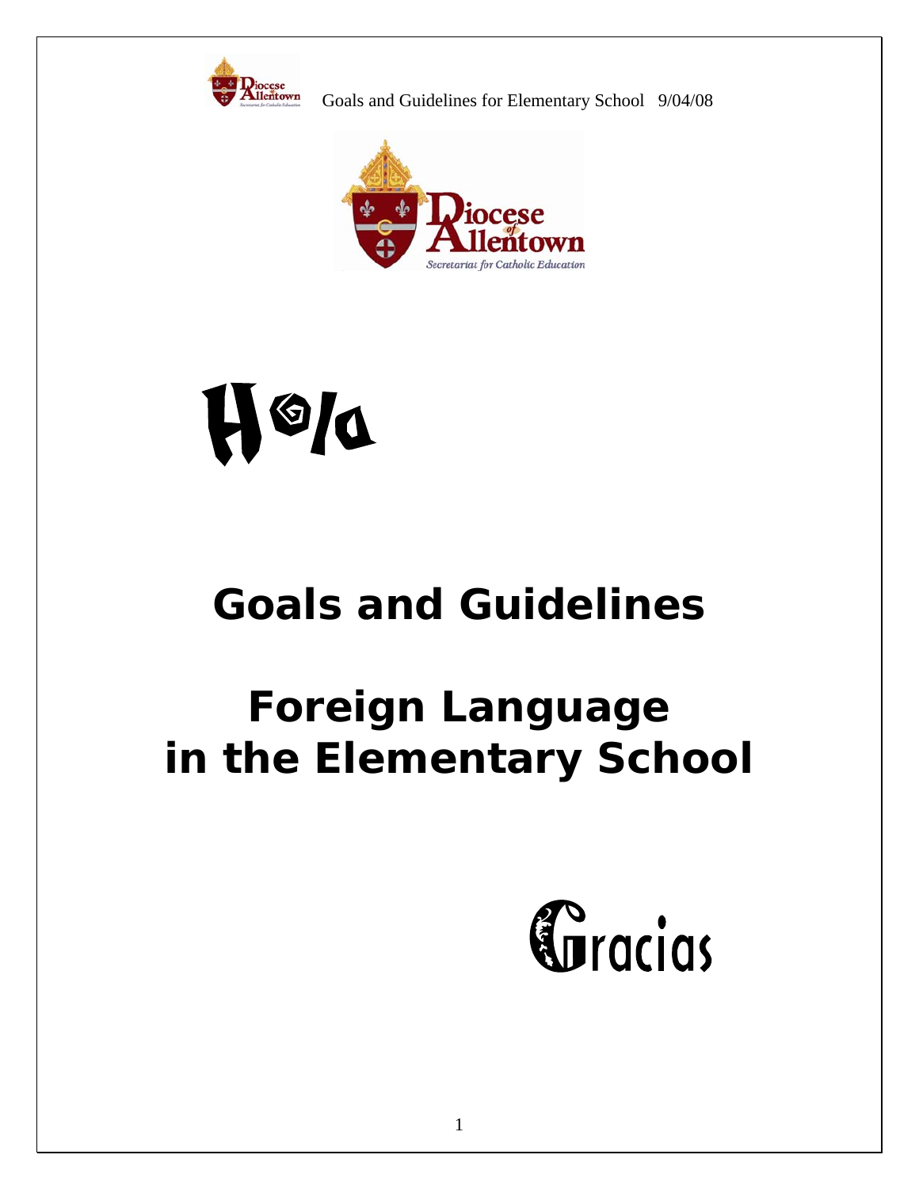Hola

# Goals and Guidelines

# Foreign Language in the Elementary School

Gracias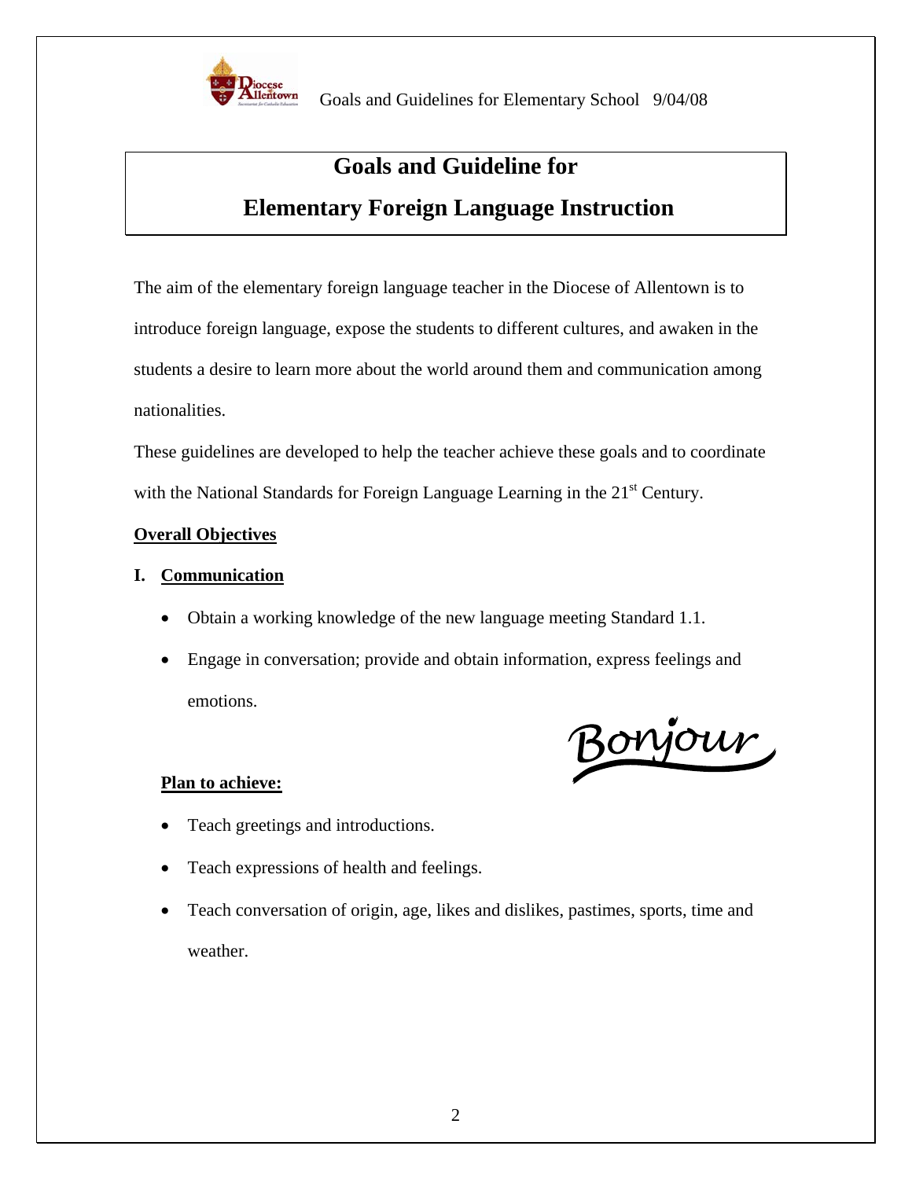# Goals and Guideline for Elementary Foreign Language Instruction

The aim of the elementary foreign language teacher in the Diocese of Allentown is to introduce foreign language, expose the students to different cultures, and awaken in the students a desire to learn more about the world around them and communication among nationalities.

These guidelines are developed to help the teacher achieve these goals and to coordinate with the National Standards for Foreign Language Learning in the 21st Century.

**Overall Objectives**

## I. Communication

- Obtain a working knowledge of the new language meeting Standard 1.1.
- Engage in conversation; provide and obtain information, express feelings and emotions.

Bonjour

**Plan to achieve:**

- Teach greetings and introductions.
- Teach expressions of health and feelings.
- Teach conversation of origin, age, likes and dislikes, pastimes, sports, time and weather.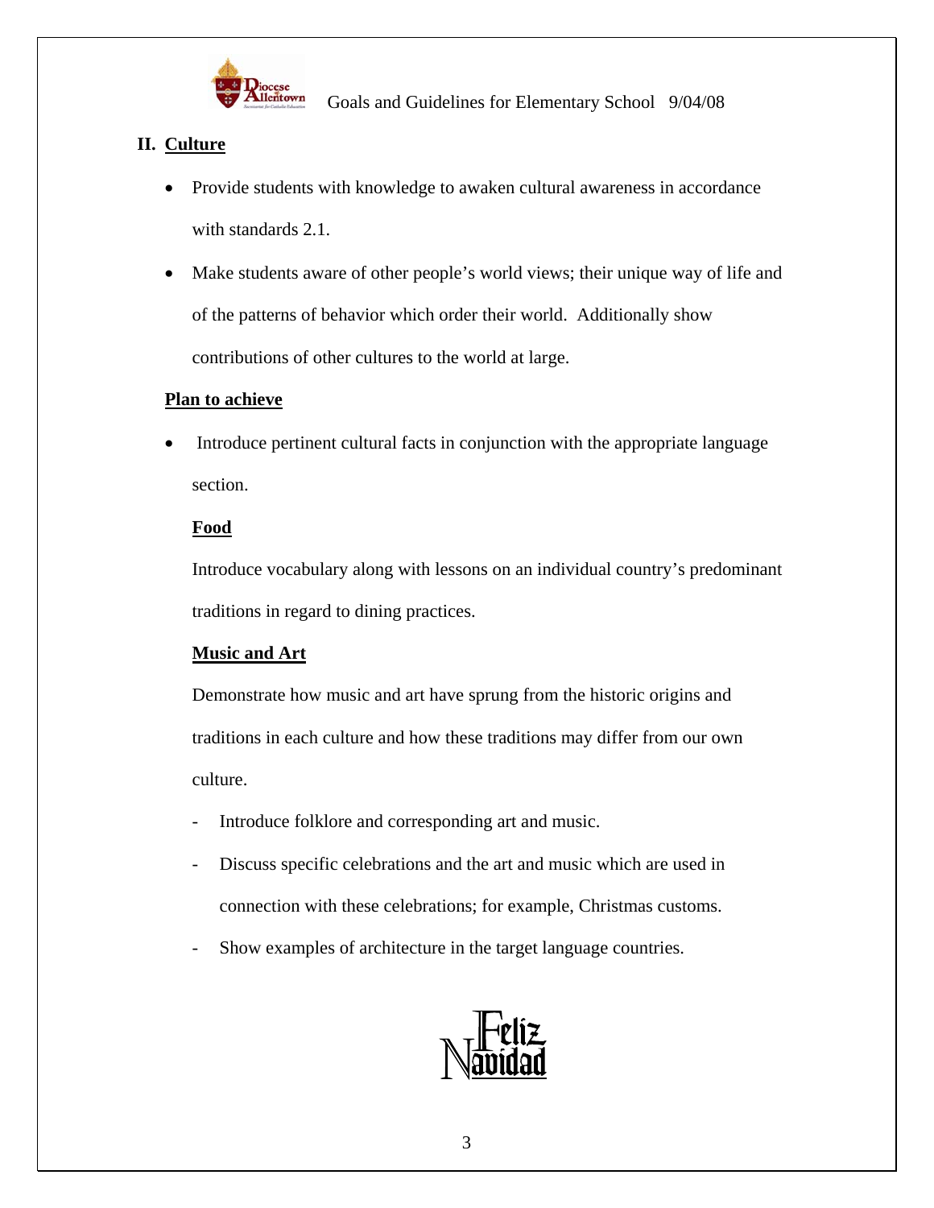## II. Culture

- Provide students with knowledge to awaken cultural awareness in accordance with standards 2.1.
- Make students aware of other people's world views; their unique way of life and of the patterns of behavior which order their world. Additionally show contributions of other cultures to the world at large.

### Plan to achieve

- Introduce pertinent cultural facts in conjunction with the appropriate language section.

#### Food

Introduce vocabulary along with lessons on an individual country's predominant traditions in regard to dining practices.

#### Music and Art

Demonstrate how music and art have sprung from the historic origins and traditions in each culture and how these traditions may differ from our own culture.

- Introduce folklore and corresponding art and music.
- Discuss specific celebrations and the art and music which are used in connection with these celebrations; for example, Christmas customs.
- Show examples of architecture in the target language countries.

Feliz Navidad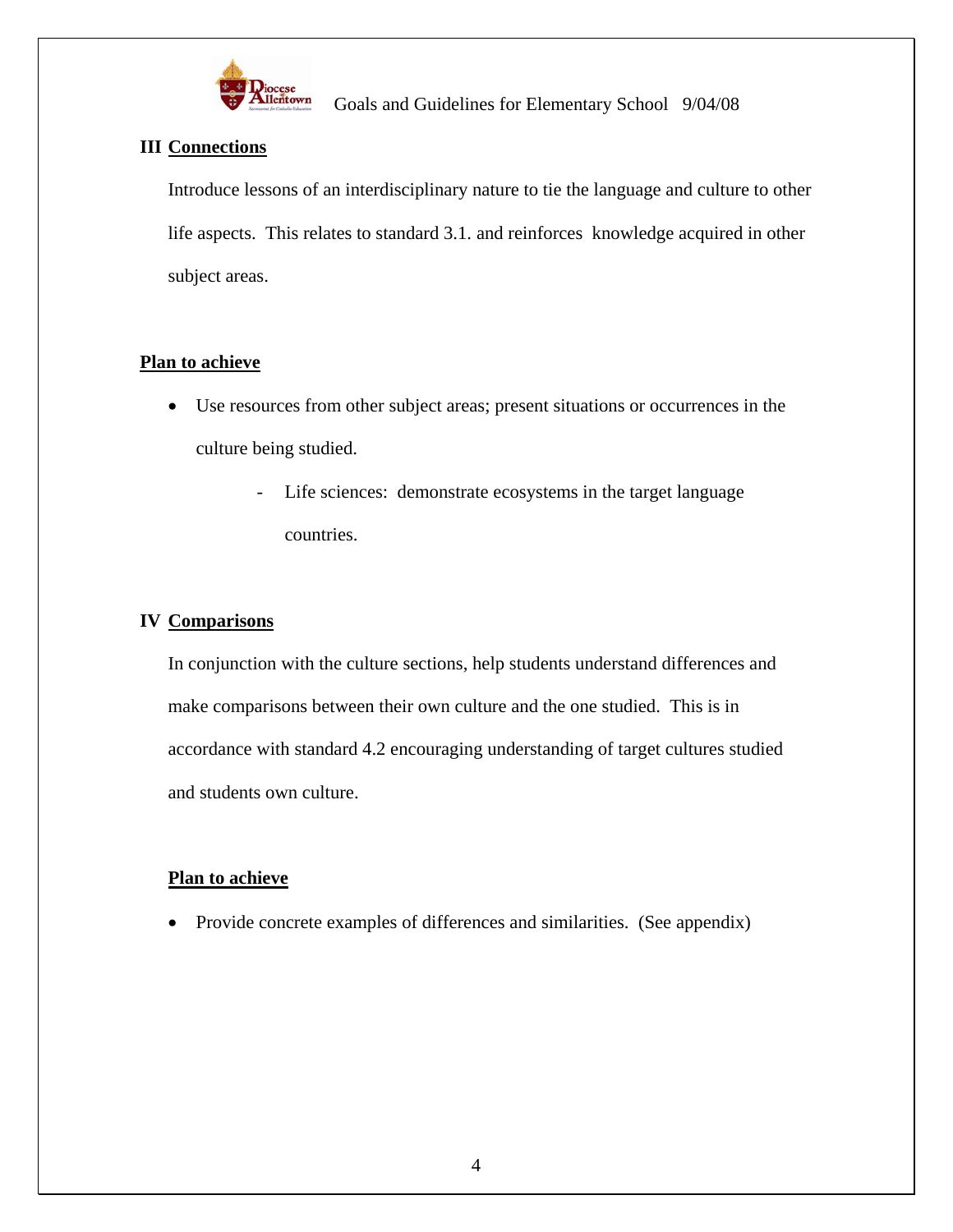## III Connections

Introduce lessons of an interdisciplinary nature to tie the language and culture to other life aspects. This relates to standard 3.1. and reinforces knowledge acquired in other subject areas.

**Plan to achieve**

- Use resources from other subject areas; present situations or occurrences in the culture being studied.
    - Life sciences: demonstrate ecosystems in the target language countries.

## IV Comparisons

In conjunction with the culture sections, help students understand differences and make comparisons between their own culture and the one studied. This is in accordance with standard 4.2 encouraging understanding of target cultures studied and students own culture.

**Plan to achieve**

- Provide concrete examples of differences and similarities. (See appendix)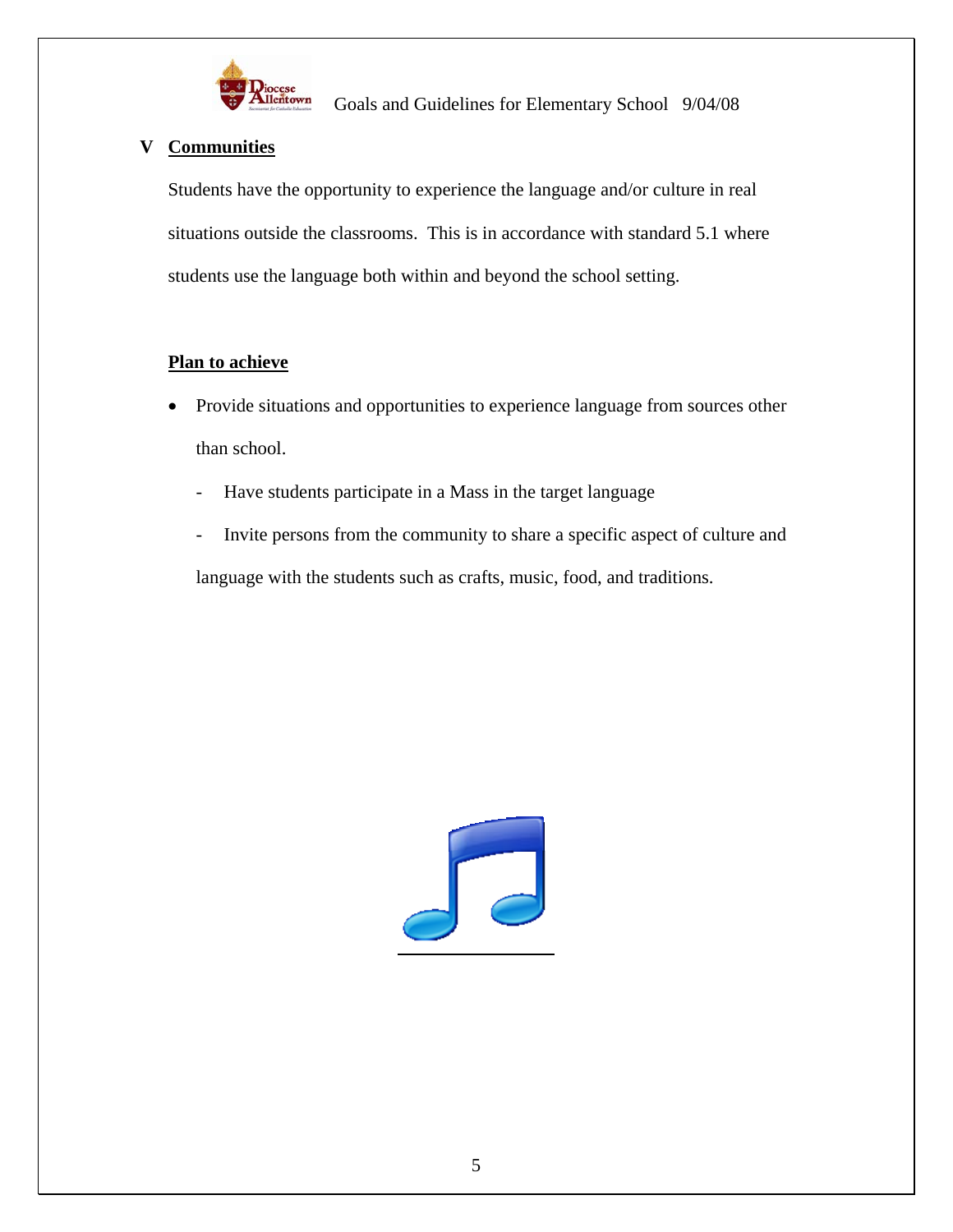## V Communities

Students have the opportunity to experience the language and/or culture in real situations outside the classrooms. This is in accordance with standard 5.1 where students use the language both within and beyond the school setting.

**Plan to achieve**

- Provide situations and opportunities to experience language from sources other than school.
  - Have students participate in a Mass in the target language
  - Invite persons from the community to share a specific aspect of culture and language with the students such as crafts, music, food, and traditions.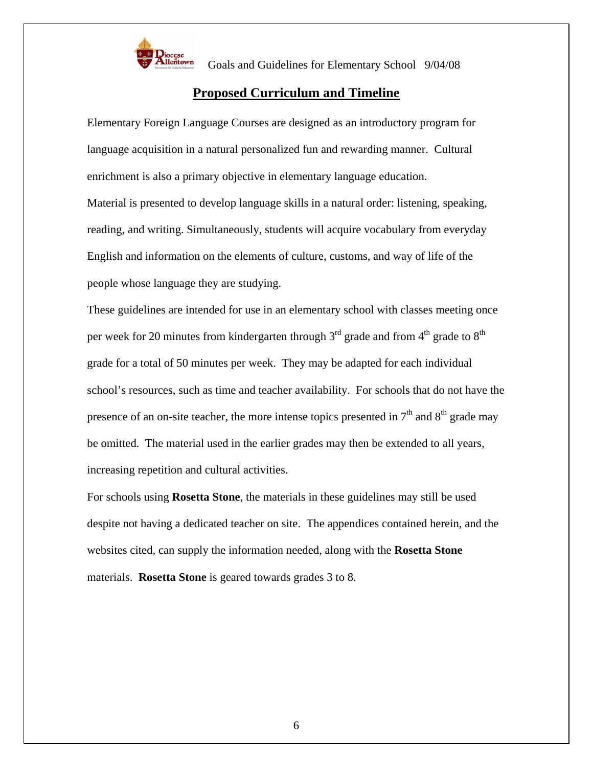## Proposed Curriculum and Timeline

Elementary Foreign Language Courses are designed as an introductory program for language acquisition in a natural personalized fun and rewarding manner. Cultural enrichment is also a primary objective in elementary language education.

Material is presented to develop language skills in a natural order: listening, speaking, reading, and writing. Simultaneously, students will acquire vocabulary from everyday English and information on the elements of culture, customs, and way of life of the people whose language they are studying.

These guidelines are intended for use in an elementary school with classes meeting once per week for 20 minutes from kindergarten through 3rd grade and from 4th grade to 8th grade for a total of 50 minutes per week. They may be adapted for each individual school's resources, such as time and teacher availability. For schools that do not have the presence of an on-site teacher, the more intense topics presented in 7th and 8th grade may be omitted. The material used in the earlier grades may then be extended to all years, increasing repetition and cultural activities.

For schools using **Rosetta Stone**, the materials in these guidelines may still be used despite not having a dedicated teacher on site. The appendices contained herein, and the websites cited, can supply the information needed, along with the **Rosetta Stone** materials. **Rosetta Stone** is geared towards grades 3 to 8.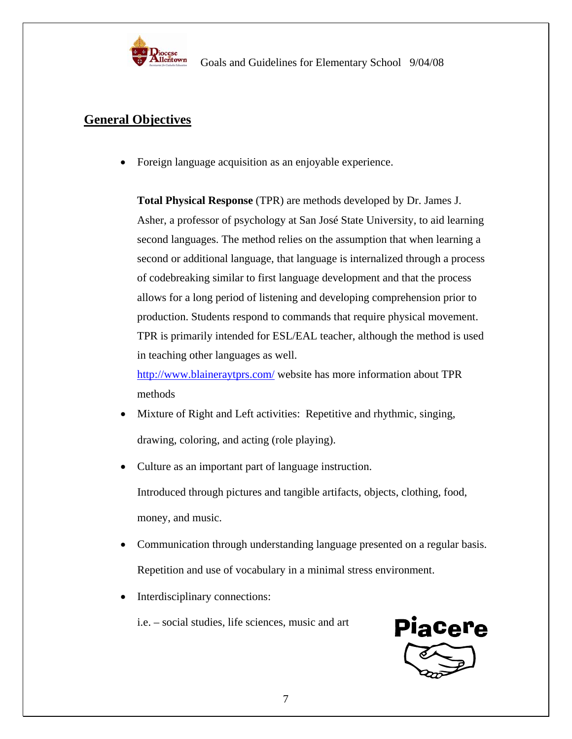## General Objectives

- Foreign language acquisition as an enjoyable experience.

  **Total Physical Response** (TPR) are methods developed by Dr. James J. Asher, a professor of psychology at San José State University, to aid learning second languages. The method relies on the assumption that when learning a second or additional language, that language is internalized through a process of codebreaking similar to first language development and that the process allows for a long period of listening and developing comprehension prior to production. Students respond to commands that require physical movement. TPR is primarily intended for ESL/EAL teacher, although the method is used in teaching other languages as well.
  http://www.blaineraytprs.com/ website has more information about TPR methods

- Mixture of Right and Left activities: Repetitive and rhythmic, singing, drawing, coloring, and acting (role playing).

- Culture as an important part of language instruction.

  Introduced through pictures and tangible artifacts, objects, clothing, food, money, and music.

- Communication through understanding language presented on a regular basis.

  Repetition and use of vocabulary in a minimal stress environment.

- Interdisciplinary connections:

  i.e. – social studies, life sciences, music and art

Piacere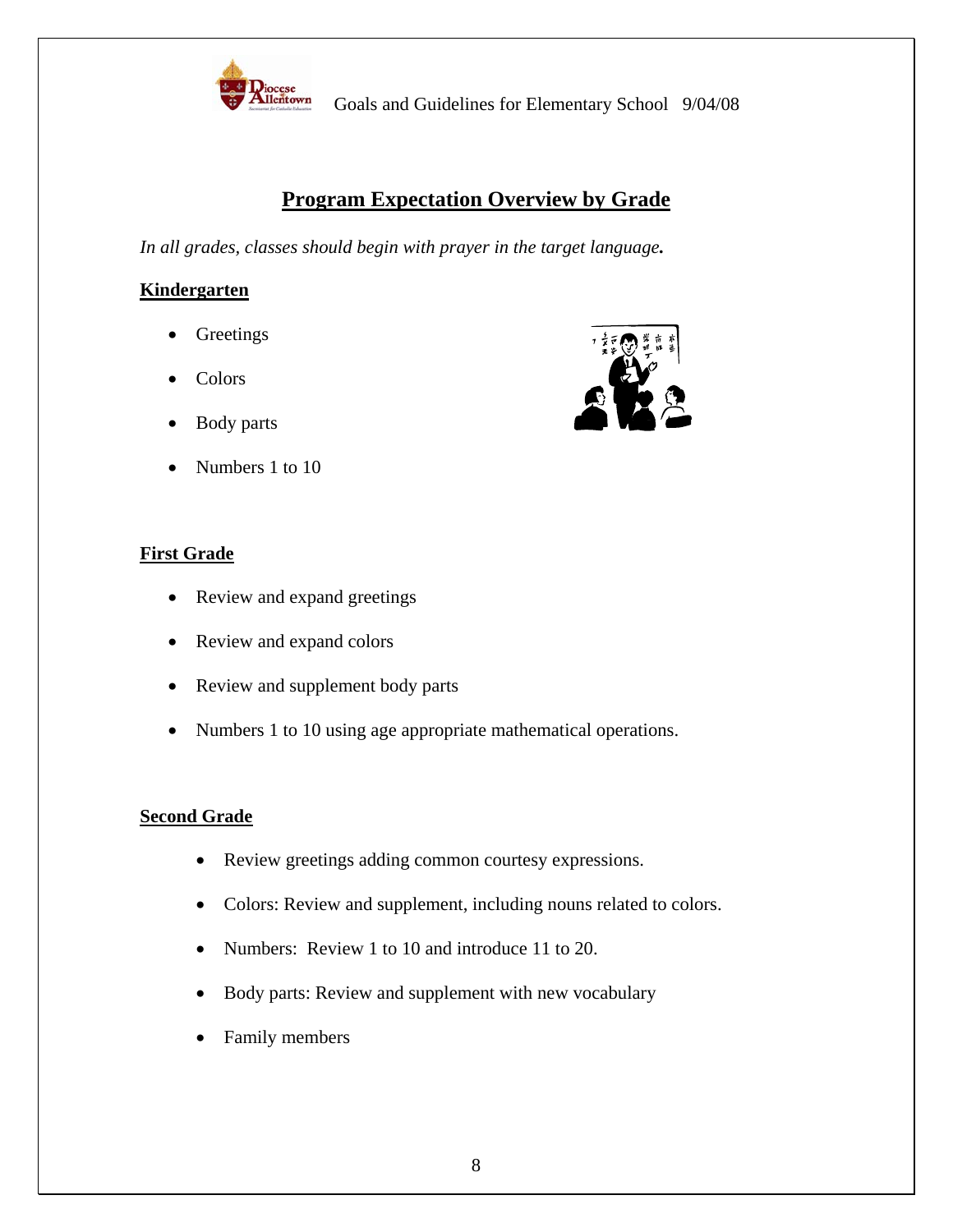# Program Expectation Overview by Grade

*In all grades, classes should begin with prayer in the target language.*

## Kindergarten

- Greetings
- Colors
- Body parts
- Numbers 1 to 10

## First Grade

- Review and expand greetings
- Review and expand colors
- Review and supplement body parts
- Numbers 1 to 10 using age appropriate mathematical operations.

## Second Grade

- Review greetings adding common courtesy expressions.
- Colors: Review and supplement, including nouns related to colors.
- Numbers: Review 1 to 10 and introduce 11 to 20.
- Body parts: Review and supplement with new vocabulary
- Family members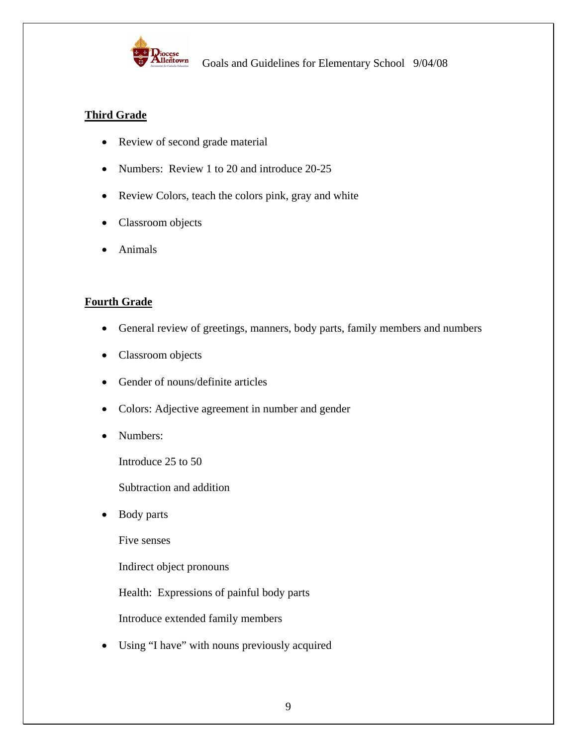## Third Grade

- Review of second grade material
- Numbers: Review 1 to 20 and introduce 20-25
- Review Colors, teach the colors pink, gray and white
- Classroom objects
- Animals

## Fourth Grade

- General review of greetings, manners, body parts, family members and numbers
- Classroom objects
- Gender of nouns/definite articles
- Colors: Adjective agreement in number and gender
- Numbers:

  Introduce 25 to 50

  Subtraction and addition

- Body parts

  Five senses

  Indirect object pronouns

  Health: Expressions of painful body parts

  Introduce extended family members

- Using "I have" with nouns previously acquired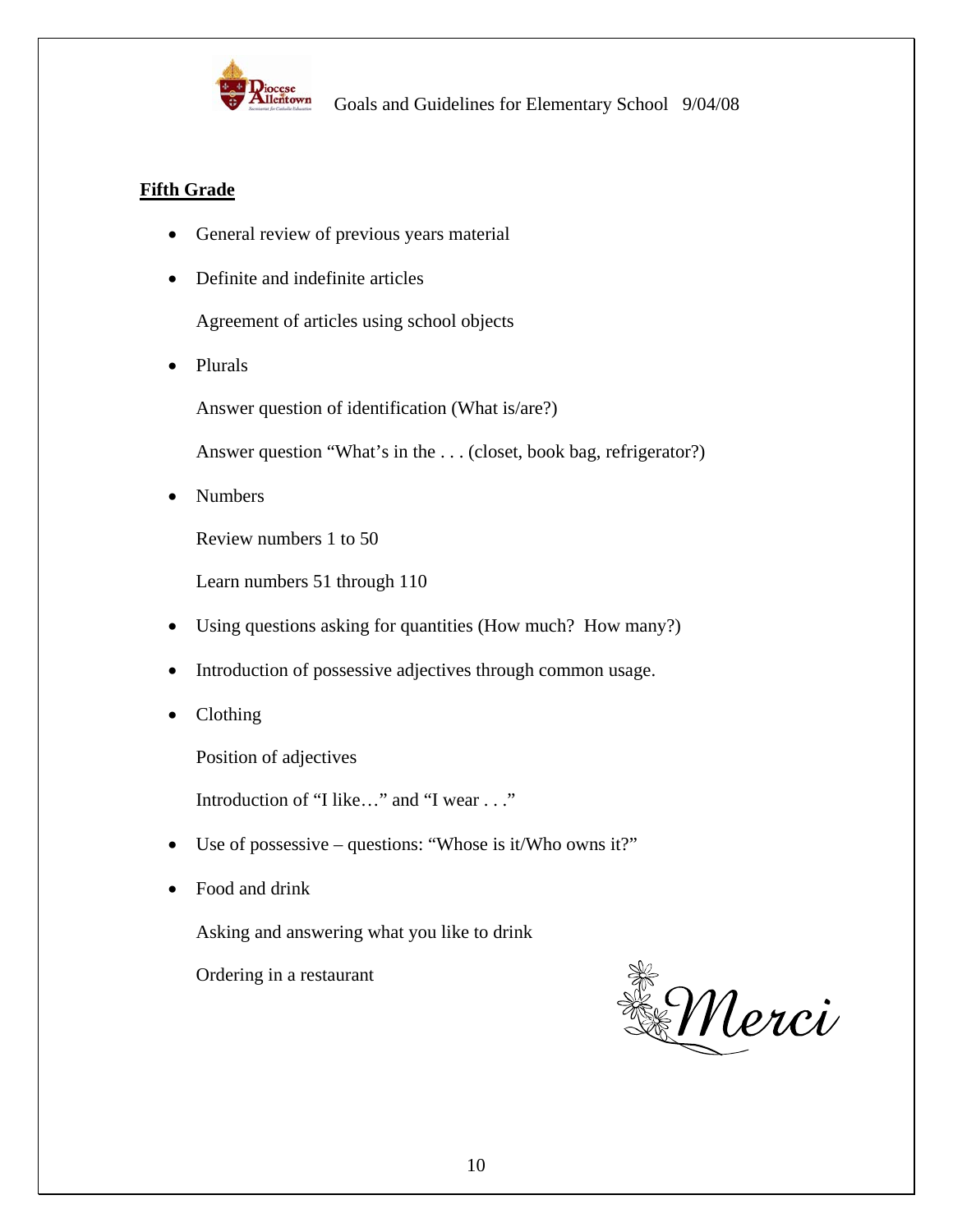## Fifth Grade

- General review of previous years material
- Definite and indefinite articles

  Agreement of articles using school objects
- Plurals

  Answer question of identification (What is/are?)

  Answer question "What's in the . . . (closet, book bag, refrigerator?)
- Numbers

  Review numbers 1 to 50

  Learn numbers 51 through 110
- Using questions asking for quantities (How much? How many?)
- Introduction of possessive adjectives through common usage.
- Clothing

  Position of adjectives

  Introduction of "I like…" and "I wear . . ."
- Use of possessive – questions: "Whose is it/Who owns it?"
- Food and drink

  Asking and answering what you like to drink

  Ordering in a restaurant

Merci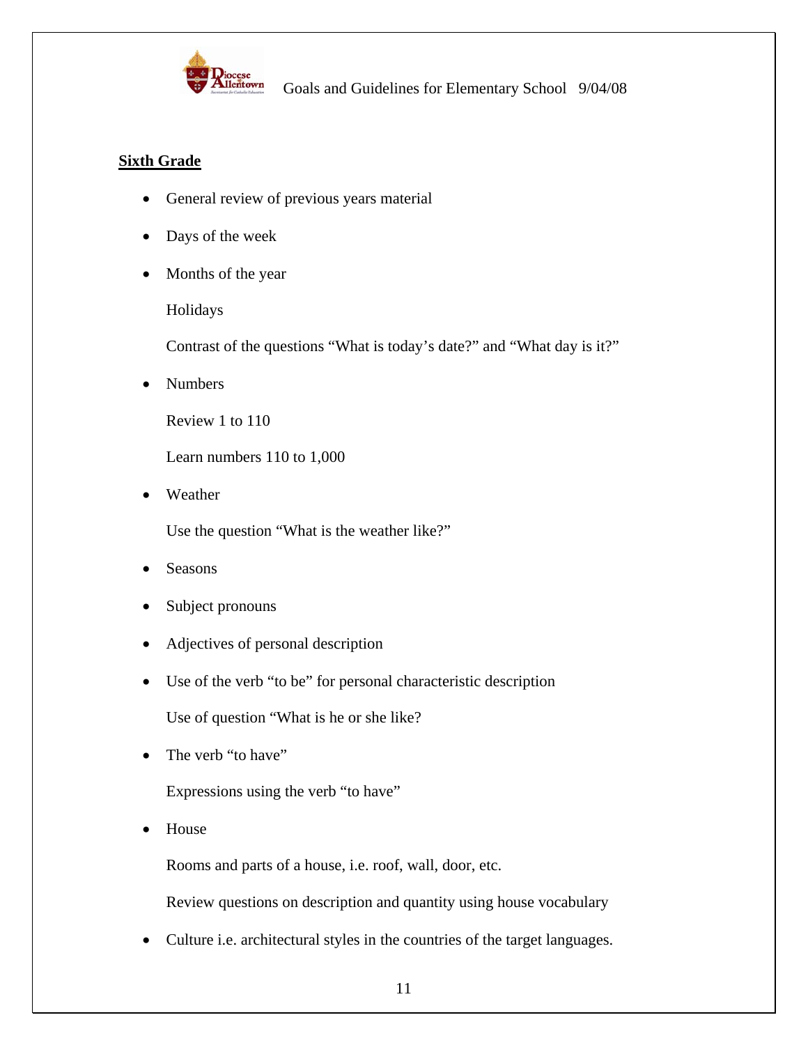## Sixth Grade

- General review of previous years material
- Days of the week
- Months of the year

  Holidays

  Contrast of the questions “What is today’s date?” and “What day is it?”
- Numbers

  Review 1 to 110

  Learn numbers 110 to 1,000
- Weather

  Use the question “What is the weather like?”
- Seasons
- Subject pronouns
- Adjectives of personal description
- Use of the verb “to be” for personal characteristic description

  Use of question “What is he or she like?
- The verb “to have”

  Expressions using the verb “to have”
- House

  Rooms and parts of a house, i.e. roof, wall, door, etc.

  Review questions on description and quantity using house vocabulary
- Culture i.e. architectural styles in the countries of the target languages.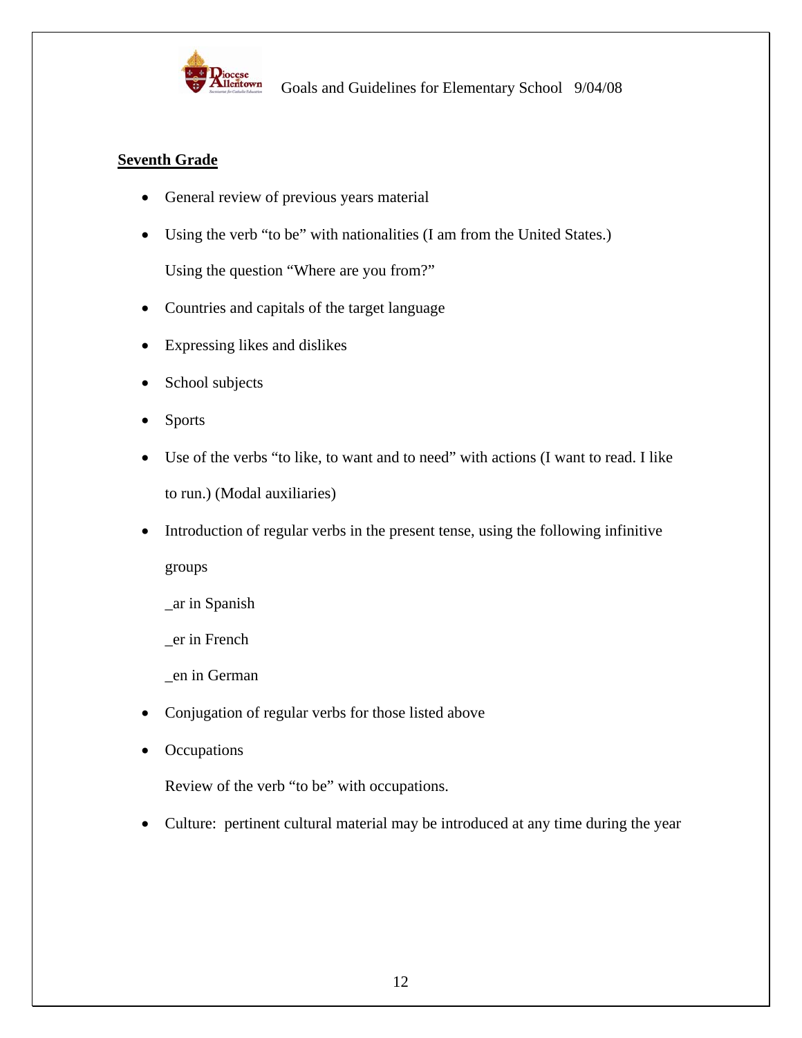**Seventh Grade**

- General review of previous years material
- Using the verb "to be" with nationalities (I am from the United States.)

  Using the question "Where are you from?"
- Countries and capitals of the target language
- Expressing likes and dislikes
- School subjects
- Sports
- Use of the verbs "to like, to want and to need" with actions (I want to read. I like to run.) (Modal auxiliaries)
- Introduction of regular verbs in the present tense, using the following infinitive groups

  _ar in Spanish

  _er in French

  _en in German
- Conjugation of regular verbs for those listed above
- Occupations

  Review of the verb "to be" with occupations.
- Culture: pertinent cultural material may be introduced at any time during the year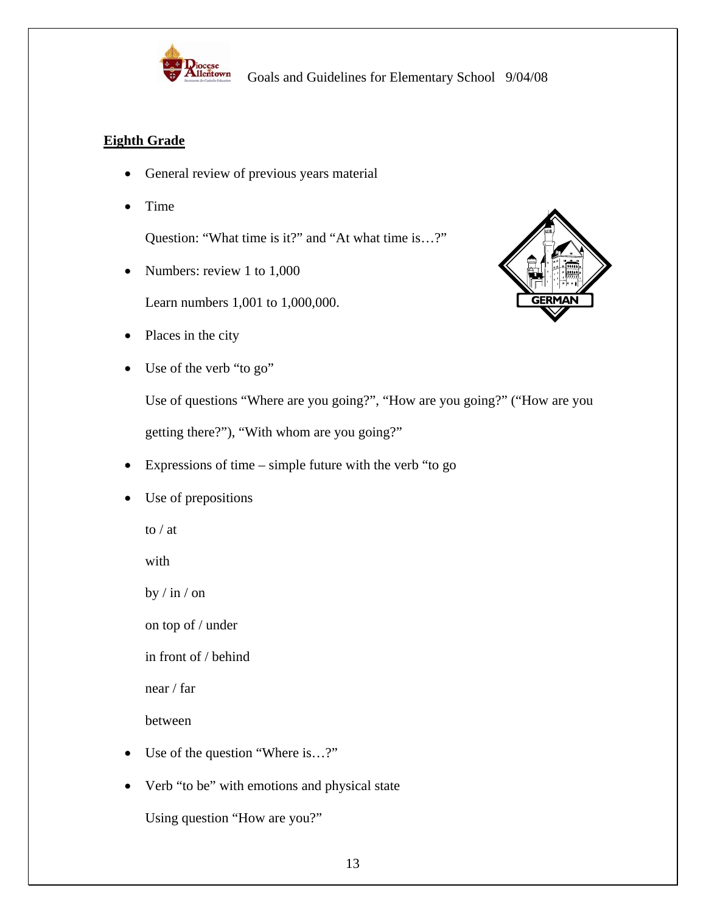## Eighth Grade

- General review of previous years material
- Time

  Question: "What time is it?" and "At what time is…?"

- Numbers: review 1 to 1,000

  Learn numbers 1,001 to 1,000,000.

- Places in the city
- Use of the verb "to go"

  Use of questions "Where are you going?", "How are you going?" ("How are you getting there?"), "With whom are you going?"

- Expressions of time – simple future with the verb "to go
- Use of prepositions

  to / at

  with

  by / in / on

  on top of / under

  in front of / behind

  near / far

  between

- Use of the question "Where is…?"
- Verb "to be" with emotions and physical state

  Using question "How are you?"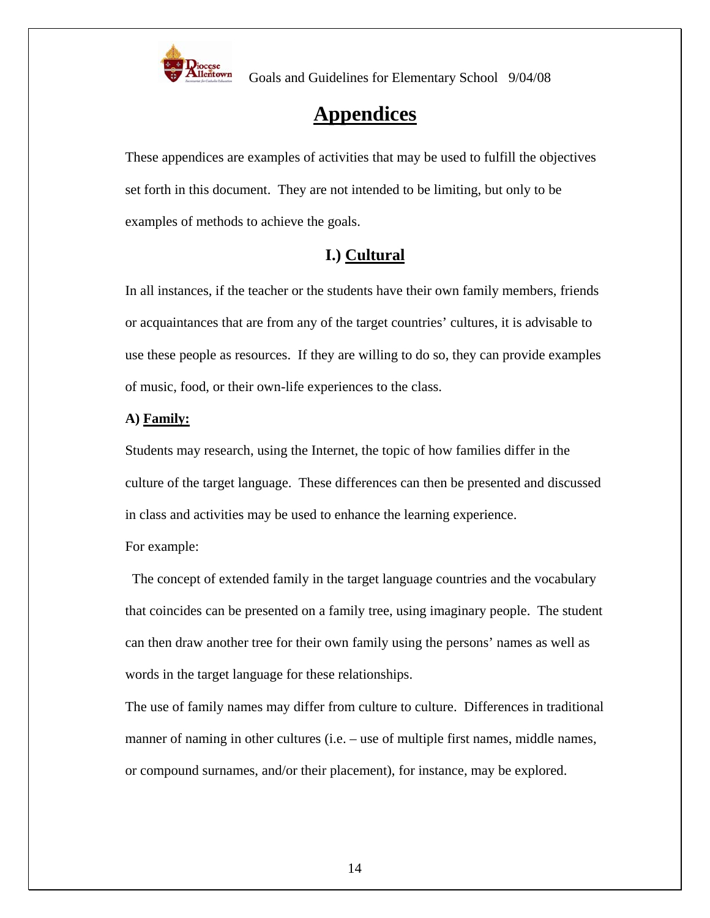# Appendices

These appendices are examples of activities that may be used to fulfill the objectives set forth in this document. They are not intended to be limiting, but only to be examples of methods to achieve the goals.

## I.) Cultural

In all instances, if the teacher or the students have their own family members, friends or acquaintances that are from any of the target countries' cultures, it is advisable to use these people as resources. If they are willing to do so, they can provide examples of music, food, or their own-life experiences to the class.

### A) Family:

Students may research, using the Internet, the topic of how families differ in the culture of the target language. These differences can then be presented and discussed in class and activities may be used to enhance the learning experience.

For example:

The concept of extended family in the target language countries and the vocabulary that coincides can be presented on a family tree, using imaginary people. The student can then draw another tree for their own family using the persons' names as well as words in the target language for these relationships.

The use of family names may differ from culture to culture. Differences in traditional manner of naming in other cultures (i.e. – use of multiple first names, middle names, or compound surnames, and/or their placement), for instance, may be explored.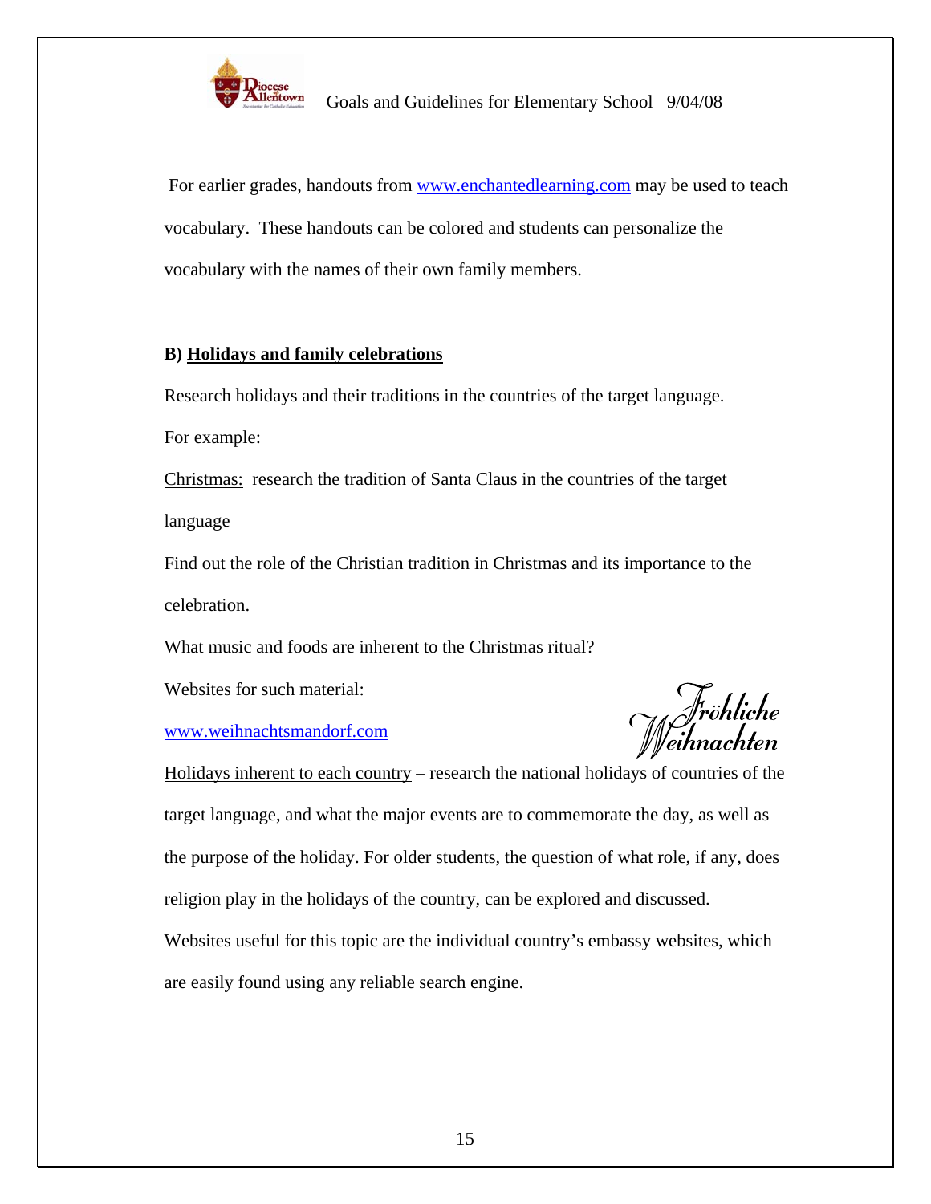For earlier grades, handouts from www.enchantedlearning.com may be used to teach vocabulary. These handouts can be colored and students can personalize the vocabulary with the names of their own family members.

**B) Holidays and family celebrations**

Research holidays and their traditions in the countries of the target language.

For example:

Christmas: research the tradition of Santa Claus in the countries of the target language

Find out the role of the Christian tradition in Christmas and its importance to the celebration.

What music and foods are inherent to the Christmas ritual?

Websites for such material:

www.weihnachtsmandorf.com

*Fröhliche Weihnachten*

Holidays inherent to each country – research the national holidays of countries of the target language, and what the major events are to commemorate the day, as well as the purpose of the holiday. For older students, the question of what role, if any, does religion play in the holidays of the country, can be explored and discussed. Websites useful for this topic are the individual country's embassy websites, which are easily found using any reliable search engine.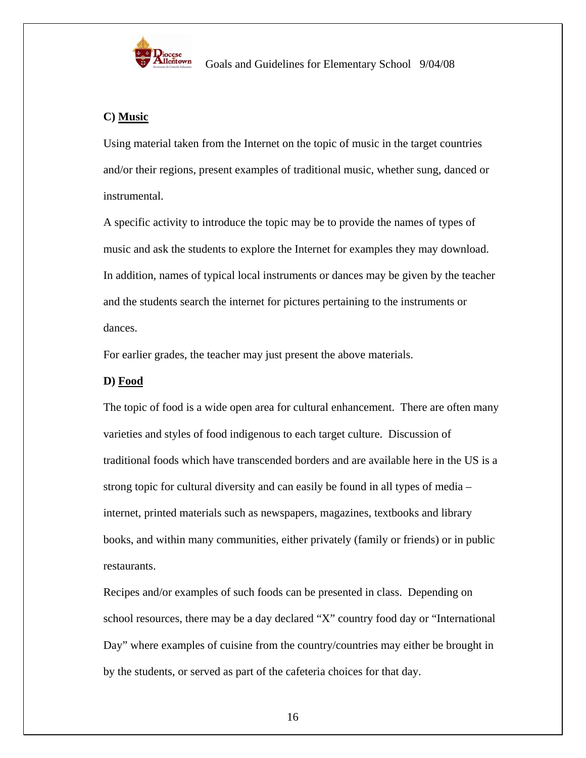**C) Music**

Using material taken from the Internet on the topic of music in the target countries and/or their regions, present examples of traditional music, whether sung, danced or instrumental.

A specific activity to introduce the topic may be to provide the names of types of music and ask the students to explore the Internet for examples they may download. In addition, names of typical local instruments or dances may be given by the teacher and the students search the internet for pictures pertaining to the instruments or dances.

For earlier grades, the teacher may just present the above materials.

**D) Food**

The topic of food is a wide open area for cultural enhancement. There are often many varieties and styles of food indigenous to each target culture. Discussion of traditional foods which have transcended borders and are available here in the US is a strong topic for cultural diversity and can easily be found in all types of media – internet, printed materials such as newspapers, magazines, textbooks and library books, and within many communities, either privately (family or friends) or in public restaurants.

Recipes and/or examples of such foods can be presented in class. Depending on school resources, there may be a day declared "X" country food day or "International Day" where examples of cuisine from the country/countries may either be brought in by the students, or served as part of the cafeteria choices for that day.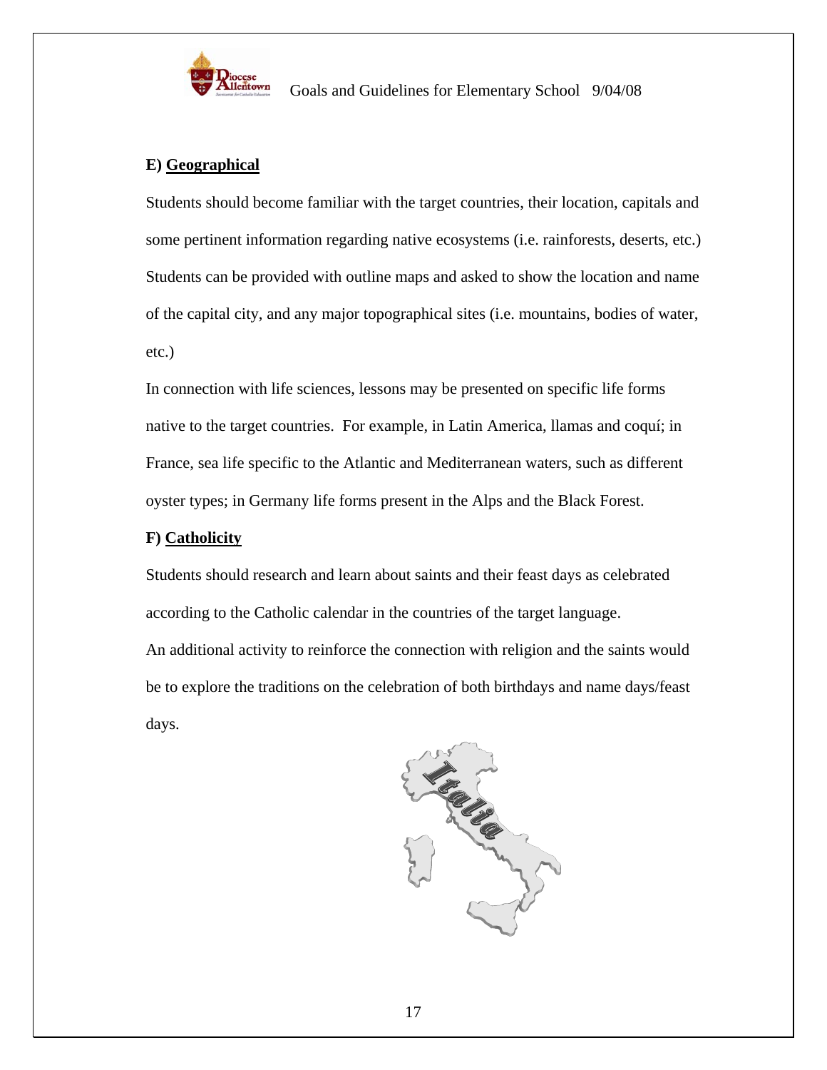**E) Geographical**

Students should become familiar with the target countries, their location, capitals and some pertinent information regarding native ecosystems (i.e. rainforests, deserts, etc.) Students can be provided with outline maps and asked to show the location and name of the capital city, and any major topographical sites (i.e. mountains, bodies of water, etc.)

In connection with life sciences, lessons may be presented on specific life forms native to the target countries. For example, in Latin America, llamas and coquí; in France, sea life specific to the Atlantic and Mediterranean waters, such as different oyster types; in Germany life forms present in the Alps and the Black Forest.

**F) Catholicity**

Students should research and learn about saints and their feast days as celebrated according to the Catholic calendar in the countries of the target language.

An additional activity to reinforce the connection with religion and the saints would be to explore the traditions on the celebration of both birthdays and name days/feast days.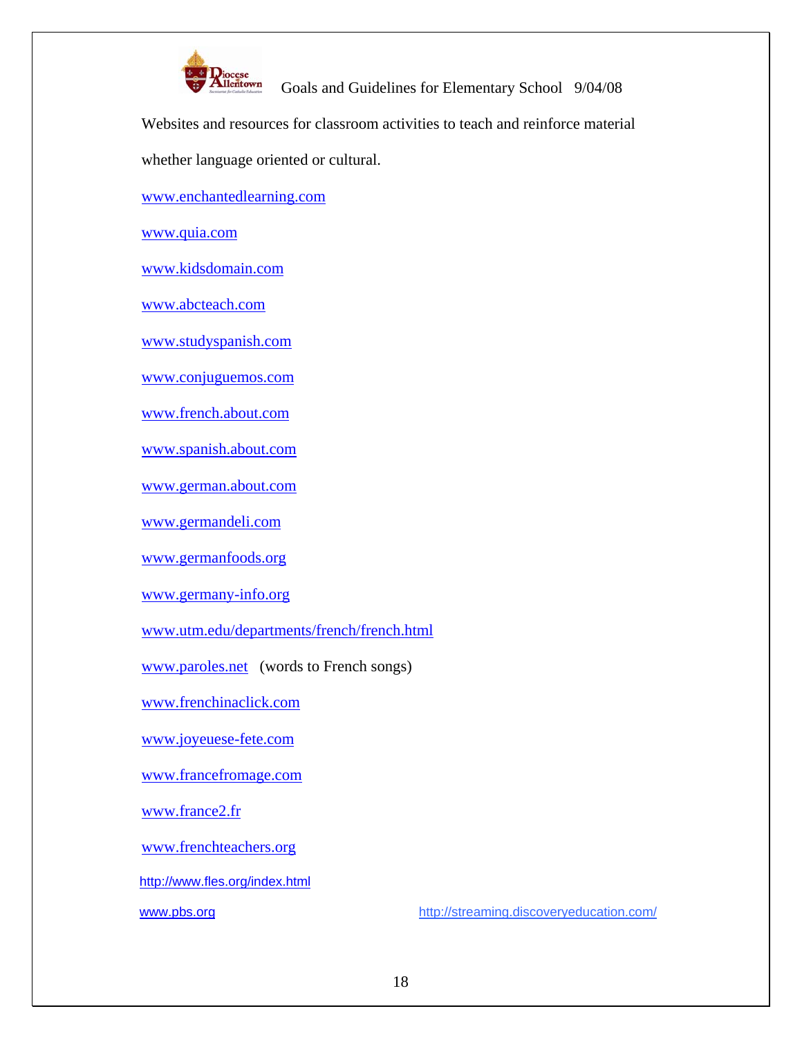Websites and resources for classroom activities to teach and reinforce material whether language oriented or cultural.

www.enchantedlearning.com

www.quia.com

www.kidsdomain.com

www.abcteach.com

www.studyspanish.com

www.conjuguemos.com

www.french.about.com

www.spanish.about.com

www.german.about.com

www.germandeli.com

www.germanfoods.org

www.germany-info.org

www.utm.edu/departments/french/french.html

www.paroles.net (words to French songs)

www.frenchinaclick.com

www.joyeuese-fete.com

www.francefromage.com

www.france2.fr

www.frenchteachers.org

http://www.fles.org/index.html

www.pbs.org

http://streaming.discoveryeducation.com/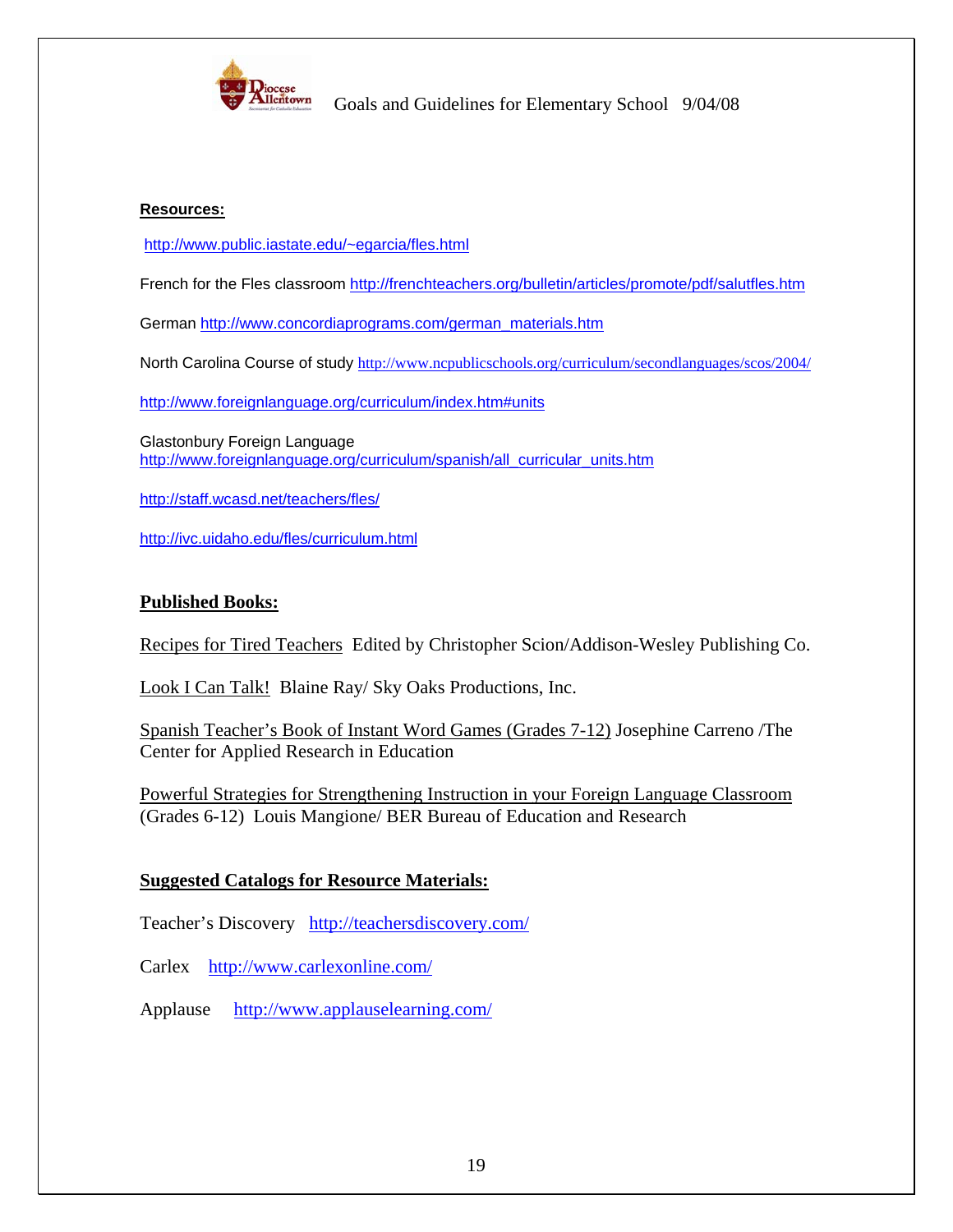**Resources:**

http://www.public.iastate.edu/~egarcia/fles.html

French for the Fles classroom http://frenchteachers.org/bulletin/articles/promote/pdf/salutfles.htm

German http://www.concordiaprograms.com/german_materials.htm

North Carolina Course of study http://www.ncpublicschools.org/curriculum/secondlanguages/scos/2004/

http://www.foreignlanguage.org/curriculum/index.htm#units

Glastonbury Foreign Language
http://www.foreignlanguage.org/curriculum/spanish/all_curricular_units.htm

http://staff.wcasd.net/teachers/fles/

http://ivc.uidaho.edu/fles/curriculum.html

**Published Books:**

Recipes for Tired Teachers Edited by Christopher Scion/Addison-Wesley Publishing Co.

Look I Can Talk! Blaine Ray/ Sky Oaks Productions, Inc.

Spanish Teacher's Book of Instant Word Games (Grades 7-12) Josephine Carreno /The Center for Applied Research in Education

Powerful Strategies for Strengthening Instruction in your Foreign Language Classroom (Grades 6-12) Louis Mangione/ BER Bureau of Education and Research

**Suggested Catalogs for Resource Materials:**

Teacher's Discovery http://teachersdiscovery.com/

Carlex http://www.carlexonline.com/

Applause http://www.applauselearning.com/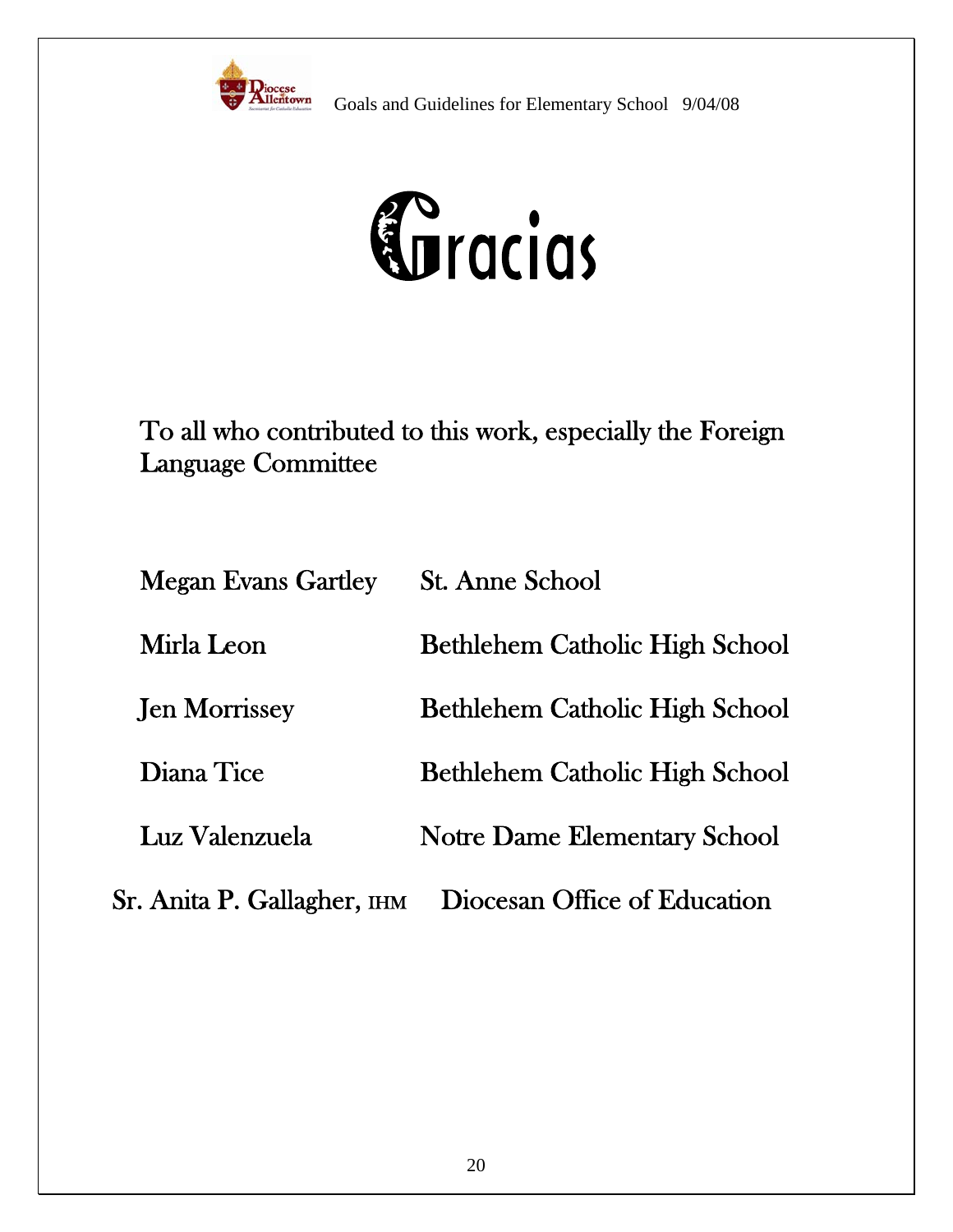# Gracias

To all who contributed to this work, especially the Foreign Language Committee

| | |
|---|---|
| Megan Evans Gartley | St. Anne School |
| Mirla Leon | Bethlehem Catholic High School |
| Jen Morrissey | Bethlehem Catholic High School |
| Diana Tice | Bethlehem Catholic High School |
| Luz Valenzuela | Notre Dame Elementary School |
| Sr. Anita P. Gallagher, IHM | Diocesan Office of Education |